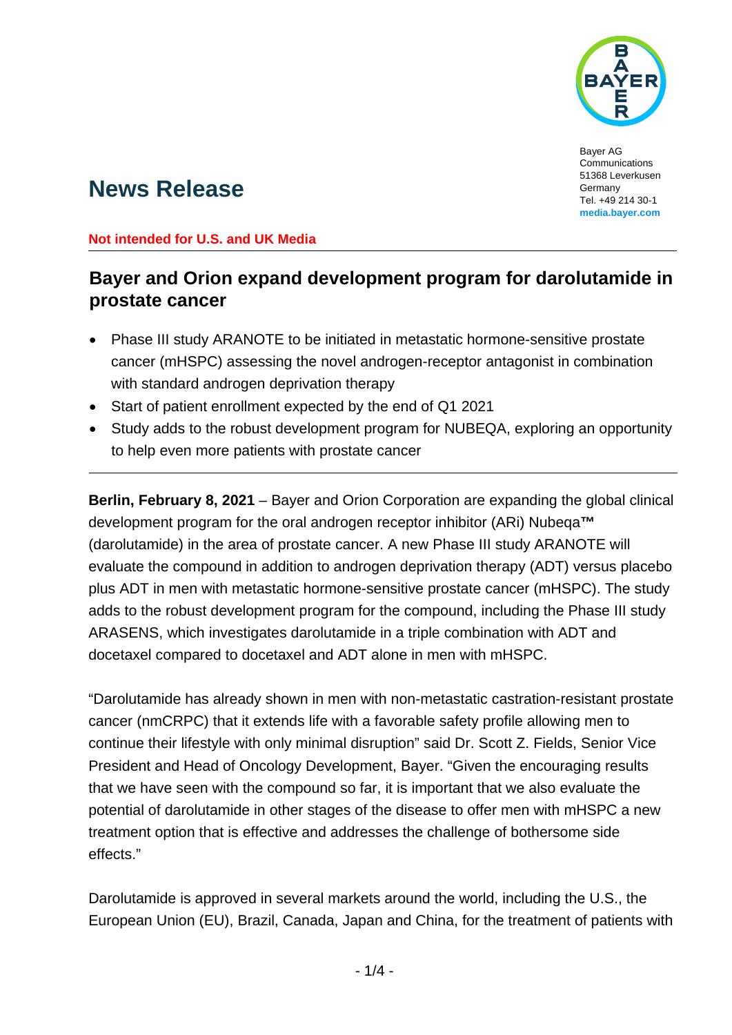Bayer AG
Communications
51368 Leverkusen
Germany
Tel. +49 214 30-1
**media.bayer.com**

# News Release

**Not intended for U.S. and UK Media**

## Bayer and Orion expand development program for darolutamide in prostate cancer

- Phase III study ARANOTE to be initiated in metastatic hormone-sensitive prostate cancer (mHSPC) assessing the novel androgen-receptor antagonist in combination with standard androgen deprivation therapy
- Start of patient enrollment expected by the end of Q1 2021
- Study adds to the robust development program for NUBEQA, exploring an opportunity to help even more patients with prostate cancer

**Berlin, February 8, 2021** – Bayer and Orion Corporation are expanding the global clinical development program for the oral androgen receptor inhibitor (ARi) Nubeqa**™** (darolutamide) in the area of prostate cancer. A new Phase III study ARANOTE will evaluate the compound in addition to androgen deprivation therapy (ADT) versus placebo plus ADT in men with metastatic hormone-sensitive prostate cancer (mHSPC). The study adds to the robust development program for the compound, including the Phase III study ARASENS, which investigates darolutamide in a triple combination with ADT and docetaxel compared to docetaxel and ADT alone in men with mHSPC.

“Darolutamide has already shown in men with non-metastatic castration-resistant prostate cancer (nmCRPC) that it extends life with a favorable safety profile allowing men to continue their lifestyle with only minimal disruption” said Dr. Scott Z. Fields, Senior Vice President and Head of Oncology Development, Bayer. “Given the encouraging results that we have seen with the compound so far, it is important that we also evaluate the potential of darolutamide in other stages of the disease to offer men with mHSPC a new treatment option that is effective and addresses the challenge of bothersome side effects.”

Darolutamide is approved in several markets around the world, including the U.S., the European Union (EU), Brazil, Canada, Japan and China, for the treatment of patients with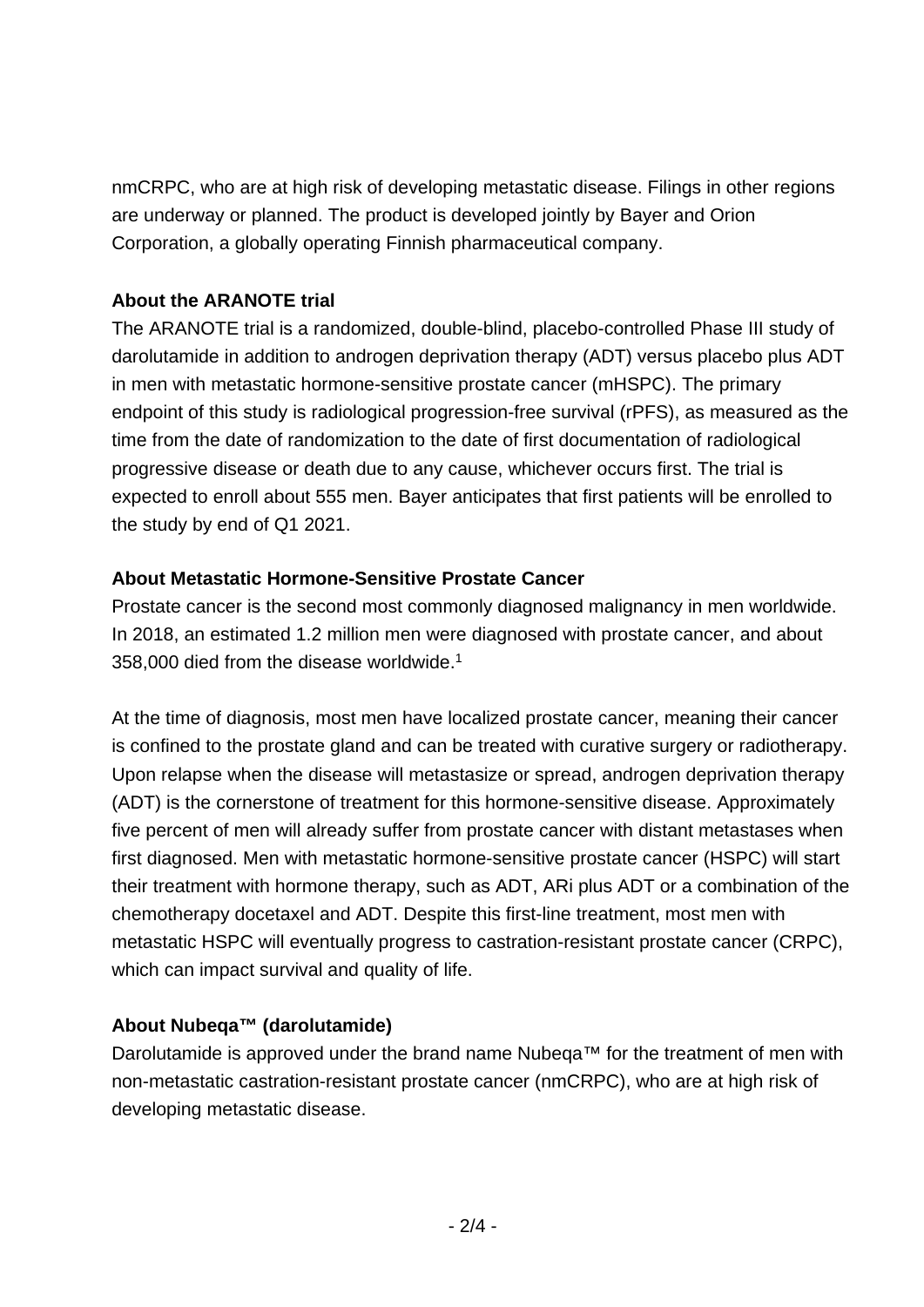nmCRPC, who are at high risk of developing metastatic disease. Filings in other regions are underway or planned. The product is developed jointly by Bayer and Orion Corporation, a globally operating Finnish pharmaceutical company.

**About the ARANOTE trial**

The ARANOTE trial is a randomized, double-blind, placebo-controlled Phase III study of darolutamide in addition to androgen deprivation therapy (ADT) versus placebo plus ADT in men with metastatic hormone-sensitive prostate cancer (mHSPC). The primary endpoint of this study is radiological progression-free survival (rPFS), as measured as the time from the date of randomization to the date of first documentation of radiological progressive disease or death due to any cause, whichever occurs first. The trial is expected to enroll about 555 men. Bayer anticipates that first patients will be enrolled to the study by end of Q1 2021.

**About Metastatic Hormone-Sensitive Prostate Cancer**

Prostate cancer is the second most commonly diagnosed malignancy in men worldwide. In 2018, an estimated 1.2 million men were diagnosed with prostate cancer, and about 358,000 died from the disease worldwide.[1]

At the time of diagnosis, most men have localized prostate cancer, meaning their cancer is confined to the prostate gland and can be treated with curative surgery or radiotherapy. Upon relapse when the disease will metastasize or spread, androgen deprivation therapy (ADT) is the cornerstone of treatment for this hormone-sensitive disease. Approximately five percent of men will already suffer from prostate cancer with distant metastases when first diagnosed. Men with metastatic hormone-sensitive prostate cancer (HSPC) will start their treatment with hormone therapy, such as ADT, ARi plus ADT or a combination of the chemotherapy docetaxel and ADT. Despite this first-line treatment, most men with metastatic HSPC will eventually progress to castration-resistant prostate cancer (CRPC), which can impact survival and quality of life.

**About Nubeqa™ (darolutamide)**

Darolutamide is approved under the brand name Nubeqa™ for the treatment of men with non-metastatic castration-resistant prostate cancer (nmCRPC), who are at high risk of developing metastatic disease.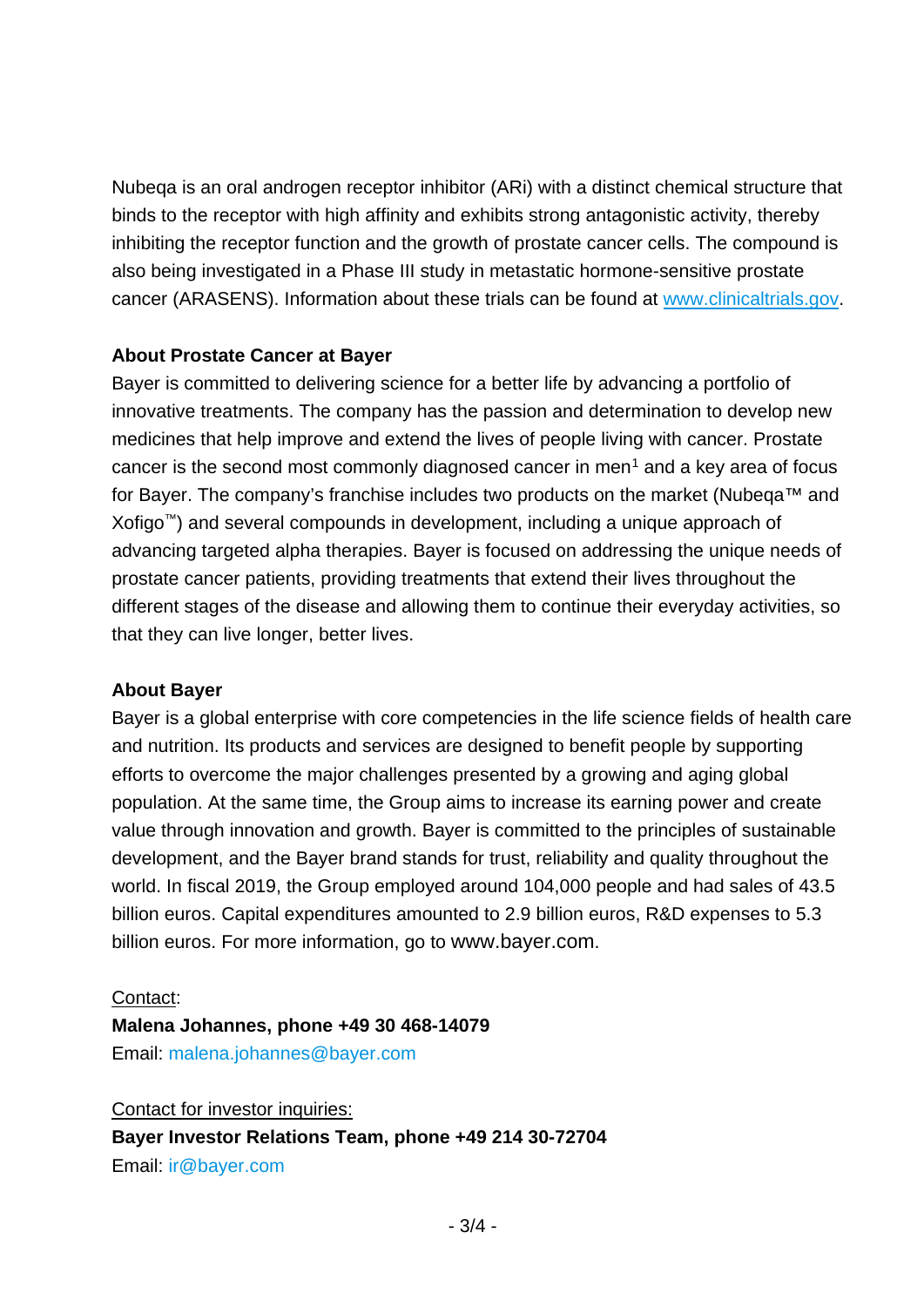Nubeqa is an oral androgen receptor inhibitor (ARi) with a distinct chemical structure that binds to the receptor with high affinity and exhibits strong antagonistic activity, thereby inhibiting the receptor function and the growth of prostate cancer cells. The compound is also being investigated in a Phase III study in metastatic hormone-sensitive prostate cancer (ARASENS). Information about these trials can be found at www.clinicaltrials.gov.

**About Prostate Cancer at Bayer**

Bayer is committed to delivering science for a better life by advancing a portfolio of innovative treatments. The company has the passion and determination to develop new medicines that help improve and extend the lives of people living with cancer. Prostate cancer is the second most commonly diagnosed cancer in men[1] and a key area of focus for Bayer. The company's franchise includes two products on the market (Nubeqa™ and Xofigo™) and several compounds in development, including a unique approach of advancing targeted alpha therapies. Bayer is focused on addressing the unique needs of prostate cancer patients, providing treatments that extend their lives throughout the different stages of the disease and allowing them to continue their everyday activities, so that they can live longer, better lives.

**About Bayer**

Bayer is a global enterprise with core competencies in the life science fields of health care and nutrition. Its products and services are designed to benefit people by supporting efforts to overcome the major challenges presented by a growing and aging global population. At the same time, the Group aims to increase its earning power and create value through innovation and growth. Bayer is committed to the principles of sustainable development, and the Bayer brand stands for trust, reliability and quality throughout the world. In fiscal 2019, the Group employed around 104,000 people and had sales of 43.5 billion euros. Capital expenditures amounted to 2.9 billion euros, R&D expenses to 5.3 billion euros. For more information, go to www.bayer.com.

Contact:

**Malena Johannes, phone +49 30 468-14079**

Email: malena.johannes@bayer.com

Contact for investor inquiries:

**Bayer Investor Relations Team, phone +49 214 30-72704**

Email: ir@bayer.com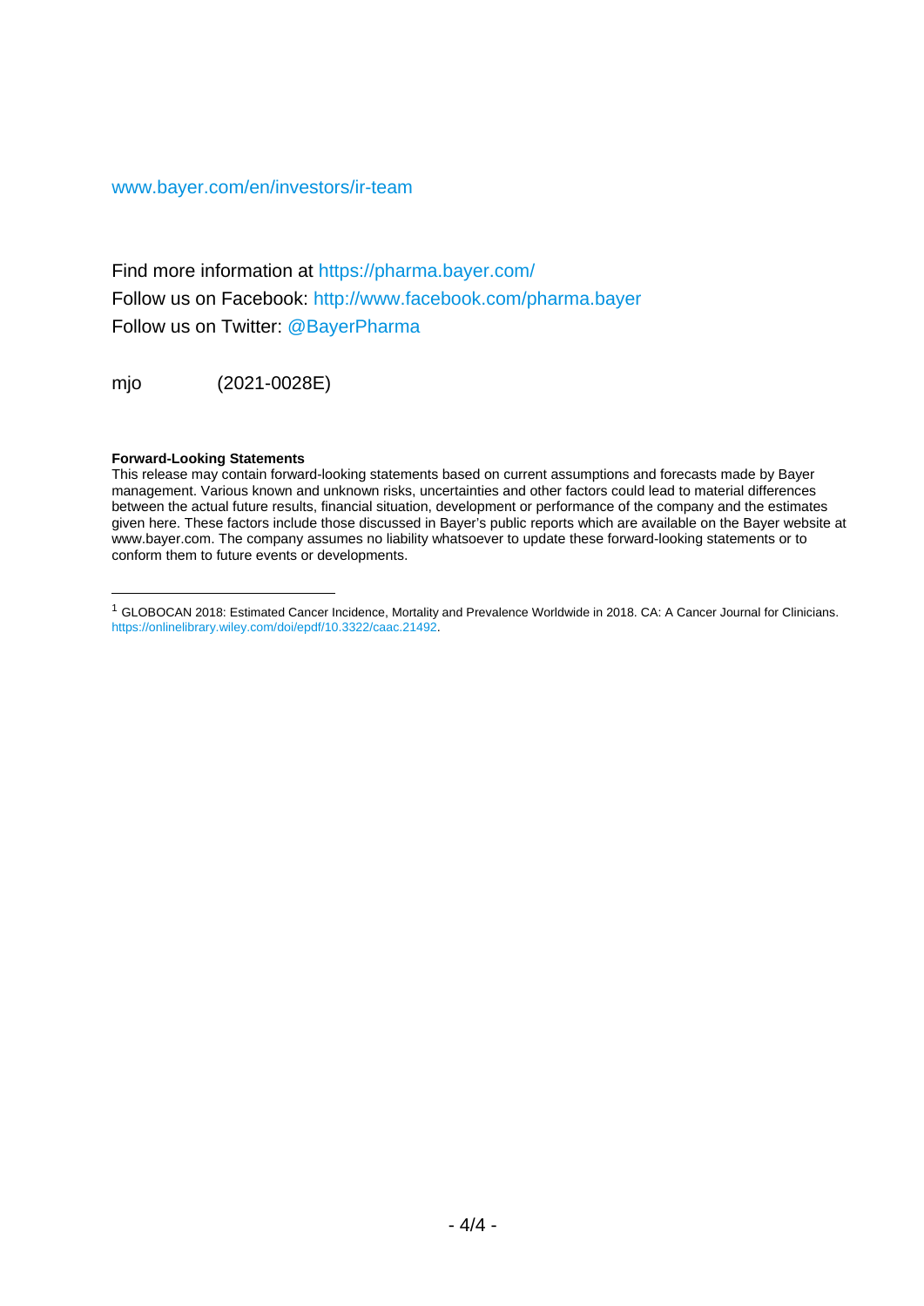www.bayer.com/en/investors/ir-team

Find more information at https://pharma.bayer.com/
Follow us on Facebook: http://www.facebook.com/pharma.bayer
Follow us on Twitter: @BayerPharma

mjo (2021-0028E)

**Forward-Looking Statements**
This release may contain forward-looking statements based on current assumptions and forecasts made by Bayer management. Various known and unknown risks, uncertainties and other factors could lead to material differences between the actual future results, financial situation, development or performance of the company and the estimates given here. These factors include those discussed in Bayer's public reports which are available on the Bayer website at www.bayer.com. The company assumes no liability whatsoever to update these forward-looking statements or to conform them to future events or developments.

---

[1] GLOBOCAN 2018: Estimated Cancer Incidence, Mortality and Prevalence Worldwide in 2018. CA: A Cancer Journal for Clinicians. https://onlinelibrary.wiley.com/doi/epdf/10.3322/caac.21492.